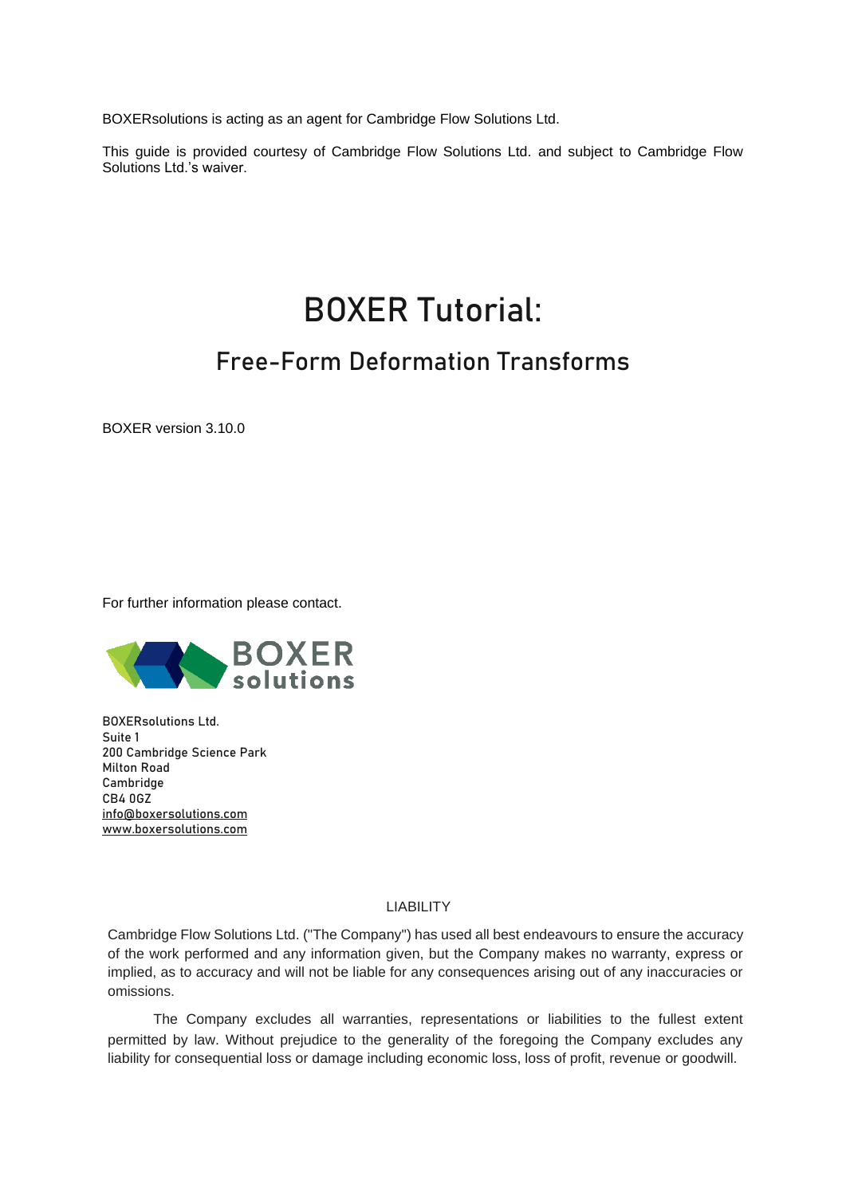BOXERsolutions is acting as an agent for Cambridge Flow Solutions Ltd.

This guide is provided courtesy of Cambridge Flow Solutions Ltd. and subject to Cambridge Flow Solutions Ltd.'s waiver.

# BOXER Tutorial:

## Free-Form Deformation Transforms

BOXER version 3.10.0

For further information please contact.

BOXERsolutions Ltd.
Suite 1
200 Cambridge Science Park
Milton Road
Cambridge
CB4 0GZ
info@boxersolutions.com
www.boxersolutions.com

LIABILITY

Cambridge Flow Solutions Ltd. ("The Company") has used all best endeavours to ensure the accuracy of the work performed and any information given, but the Company makes no warranty, express or implied, as to accuracy and will not be liable for any consequences arising out of any inaccuracies or omissions.

The Company excludes all warranties, representations or liabilities to the fullest extent permitted by law. Without prejudice to the generality of the foregoing the Company excludes any liability for consequential loss or damage including economic loss, loss of profit, revenue or goodwill.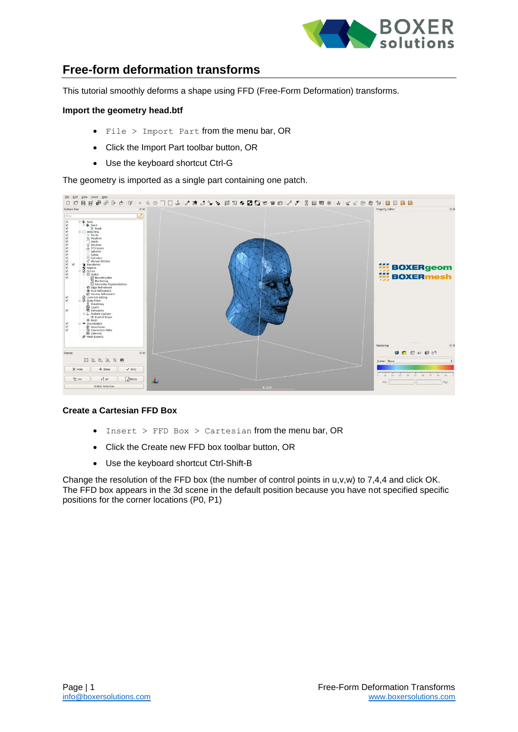## Free-form deformation transforms

This tutorial smoothly deforms a shape using FFD (Free-Form Deformation) transforms.

**Import the geometry head.btf**

- `File > Import Part` from the menu bar, OR
- Click the Import Part toolbar button, OR
- Use the keyboard shortcut Ctrl-G

The geometry is imported as a single part containing one patch.

**Create a Cartesian FFD Box**

- `Insert > FFD Box > Cartesian` from the menu bar, OR
- Click the Create new FFD box toolbar button, OR
- Use the keyboard shortcut Ctrl-Shift-B

Change the resolution of the FFD box (the number of control points in u,v,w) to 7,4,4 and click OK. The FFD box appears in the 3d scene in the default position because you have not specified specific positions for the corner locations (P0, P1)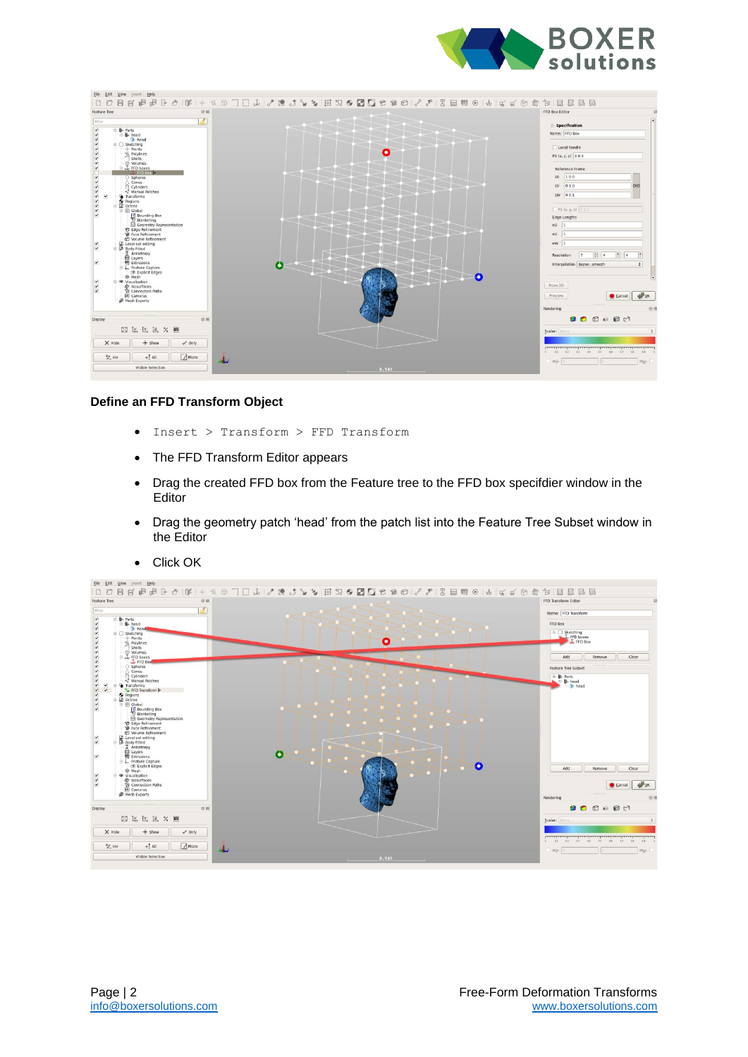## Define an FFD Transform Object

- Insert > Transform > FFD Transform
- The FFD Transform Editor appears
- Drag the created FFD box from the Feature tree to the FFD box specifdier window in the Editor
- Drag the geometry patch 'head' from the patch list into the Feature Tree Subset window in the Editor
- Click OK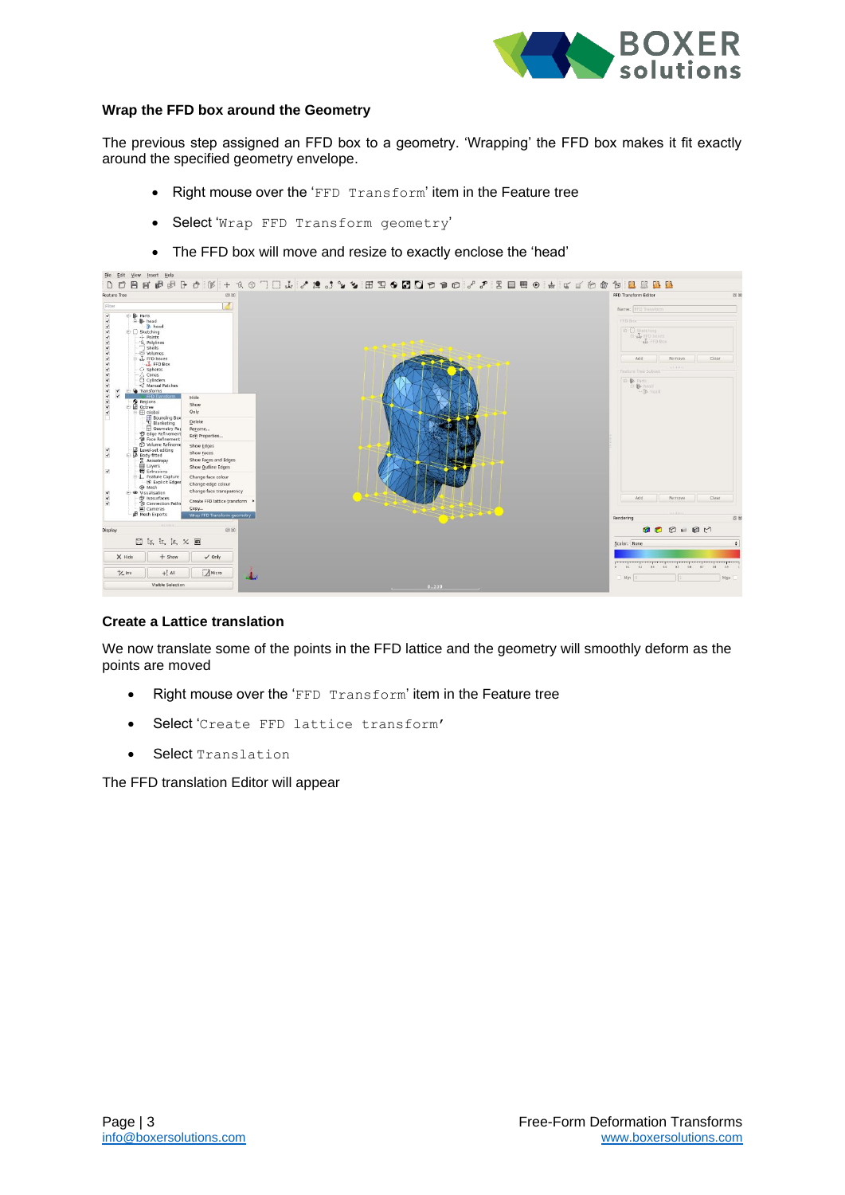#### Wrap the FFD box around the Geometry

The previous step assigned an FFD box to a geometry. 'Wrapping' the FFD box makes it fit exactly around the specified geometry envelope.

- Right mouse over the '`FFD Transform`' item in the Feature tree
- Select '`Wrap FFD Transform geometry`'
- The FFD box will move and resize to exactly enclose the 'head'

#### Create a Lattice translation

We now translate some of the points in the FFD lattice and the geometry will smoothly deform as the points are moved

- Right mouse over the '`FFD Transform`' item in the Feature tree
- Select '`Create FFD lattice transform`'
- Select `Translation`

The FFD translation Editor will appear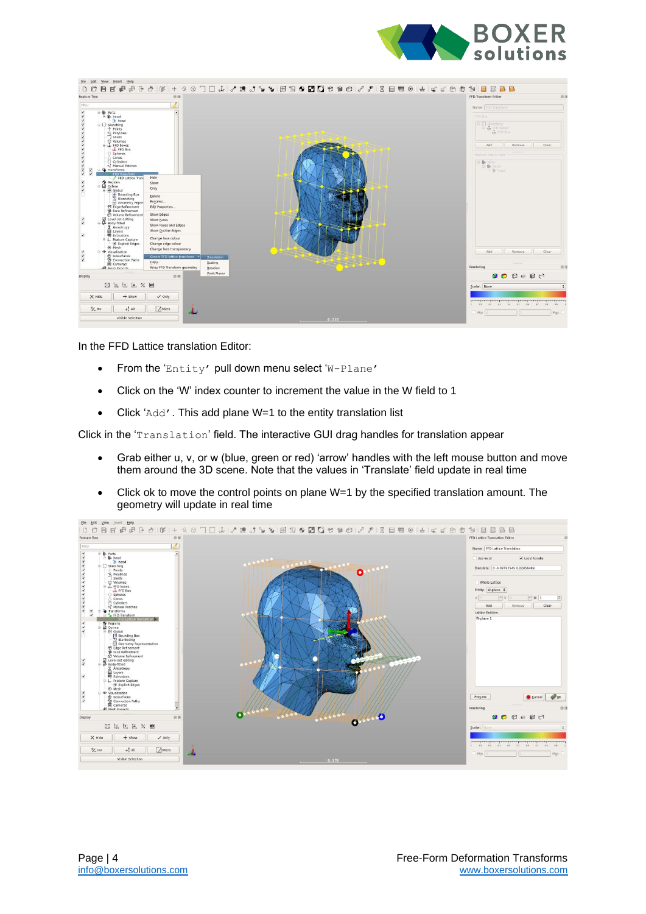In the FFD Lattice translation Editor:

- From the 'Entity' pull down menu select 'W-Plane'
- Click on the 'W' index counter to increment the value in the W field to 1
- Click 'Add'. This add plane W=1 to the entity translation list

Click in the 'Translation' field. The interactive GUI drag handles for translation appear

- Grab either u, v, or w (blue, green or red) 'arrow' handles with the left mouse button and move them around the 3D scene. Note that the values in 'Translate' field update in real time
- Click ok to move the control points on plane W=1 by the specified translation amount. The geometry will update in real time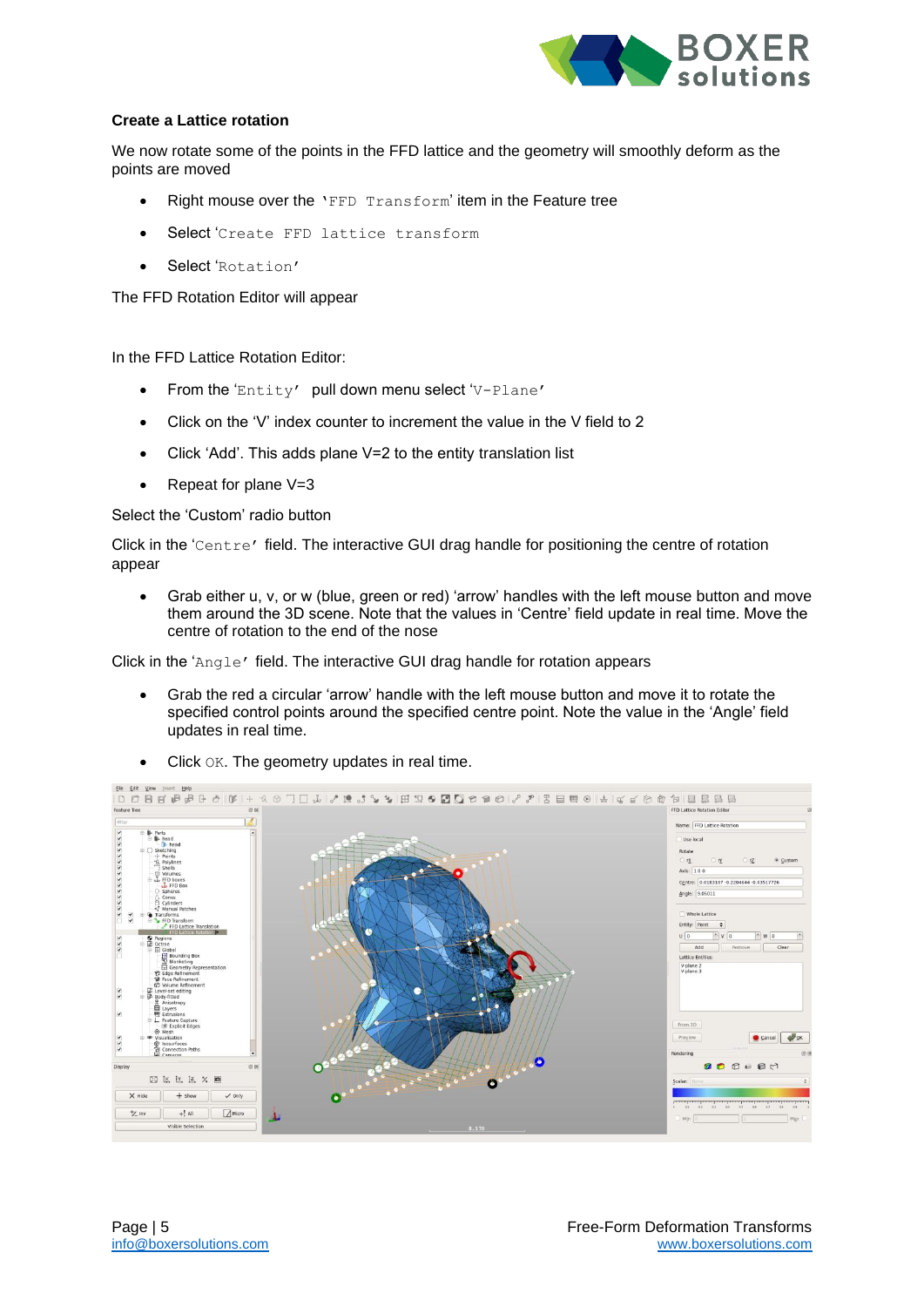### Create a Lattice rotation

We now rotate some of the points in the FFD lattice and the geometry will smoothly deform as the points are moved

- Right mouse over the 'FFD Transform' item in the Feature tree
- Select 'Create FFD lattice transform
- Select 'Rotation'

The FFD Rotation Editor will appear

In the FFD Lattice Rotation Editor:

- From the 'Entity' pull down menu select 'V-Plane'
- Click on the 'V' index counter to increment the value in the V field to 2
- Click 'Add'. This adds plane V=2 to the entity translation list
- Repeat for plane V=3

Select the 'Custom' radio button

Click in the 'Centre' field. The interactive GUI drag handle for positioning the centre of rotation appear

- Grab either u, v, or w (blue, green or red) 'arrow' handles with the left mouse button and move them around the 3D scene. Note that the values in 'Centre' field update in real time. Move the centre of rotation to the end of the nose

Click in the 'Angle' field. The interactive GUI drag handle for rotation appears

- Grab the red a circular 'arrow' handle with the left mouse button and move it to rotate the specified control points around the specified centre point. Note the value in the 'Angle' field updates in real time.
- Click OK. The geometry updates in real time.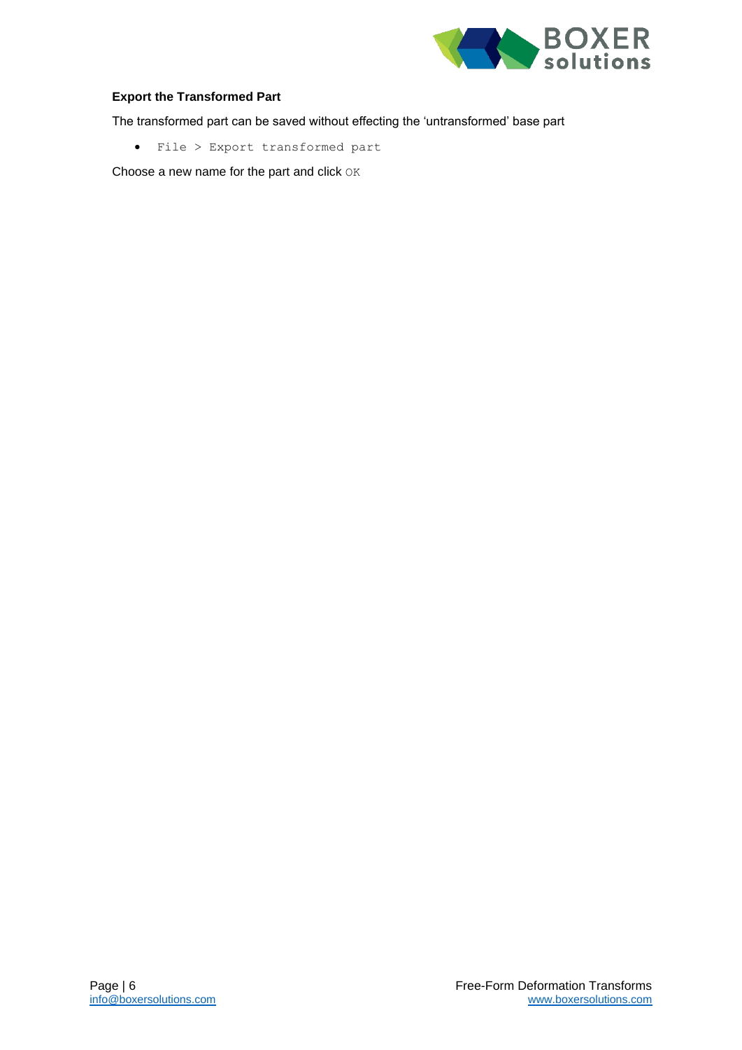### Export the Transformed Part

The transformed part can be saved without effecting the 'untransformed' base part

- `File > Export transformed part`

Choose a new name for the part and click `OK`